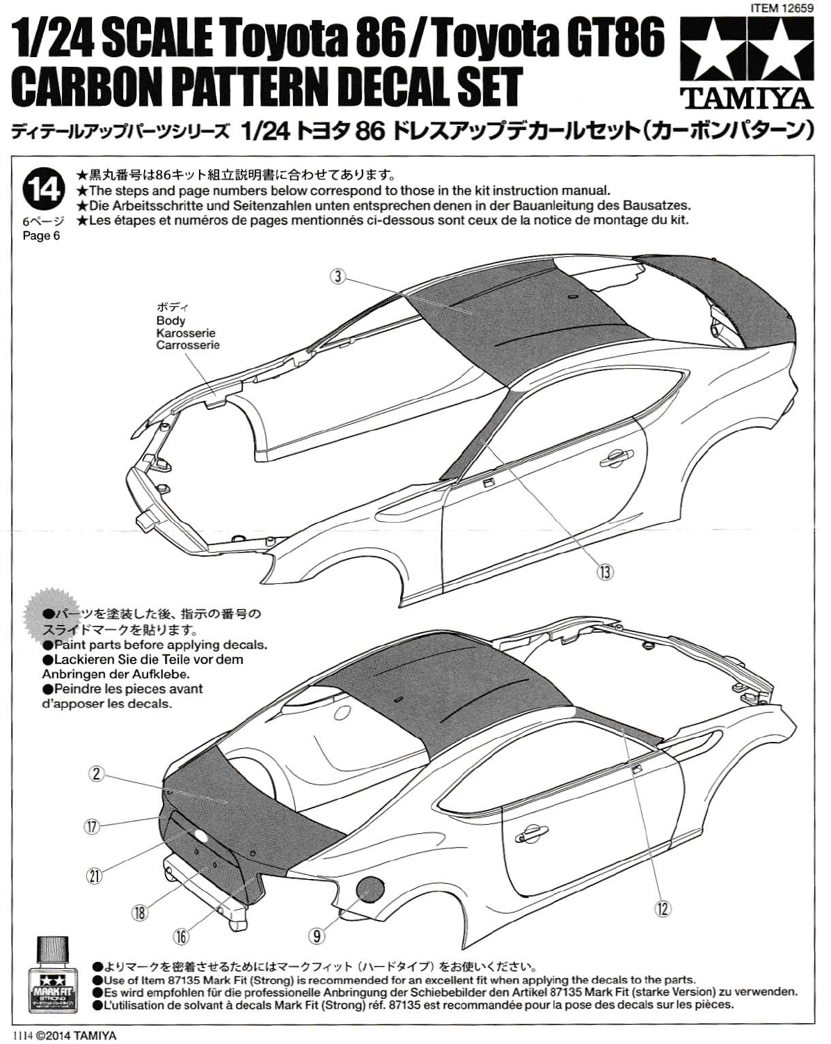ITEM 12659

# 1/24 SCALE Toyota 86 / Toyota GT86 CARBON PATTERN DECAL SET

TAMIYA

## ディテールアップパーツシリーズ 1/24 トヨタ 86 ドレスアップデカールセット（カーボンパターン）

**14**

6ページ
Page 6

★黒丸番号は86キット組立説明書に合わせてあります。
★The steps and page numbers below correspond to those in the kit instruction manual.
★Die Arbeitsschritte und Seitenzahlen unten entsprechen denen in der Bauanleitung des Bausatzes.
★Les étapes et numéros de pages mentionnés ci-dessous sont ceux de la notice de montage du kit.

ボディ
Body
Karosserie
Carrosserie

③ ⑬

●パーツを塗装した後、指示の番号のスライドマークを貼ります。
●Paint parts before applying decals.
●Lackieren Sie die Teile vor dem Anbringen der Aufklebe.
●Peindre les pieces avant d'apposer les decals.

② ⑰ ㉑ ⑱ ⑯ ⑨ ⑫

MARK FIT STRONG

●よりマークを密着させるためにはマークフィット（ハードタイプ）をお使いください。
●Use of Item 87135 Mark Fit (Strong) is recommended for an excellent fit when applying the decals to the parts.
●Es wird empfohlen für die professionelle Anbringung der Schiebebilder den Artikel 87135 Mark Fit (starke Version) zu verwenden.
●L'utilisation de solvant à decals Mark Fit (Strong) réf. 87135 est recommandée pour la pose des decals sur les pièces.

1114 ©2014 TAMIYA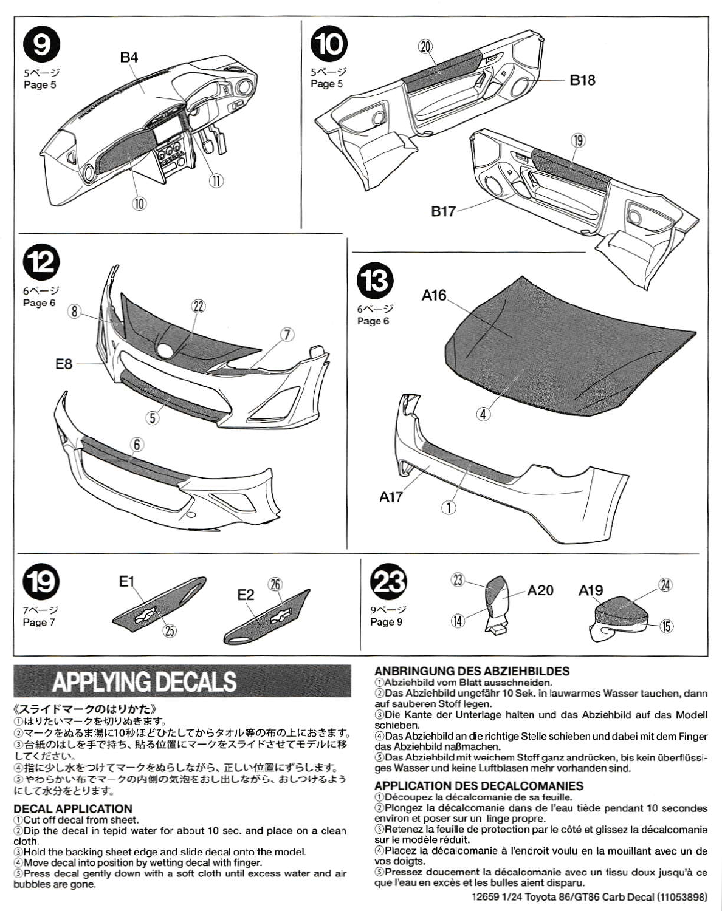**9**
5ページ
Page 5

B4

10
11

**10**
5ページ
Page 5

20
B18
19
B17

**12**
6ページ
Page 6

8
22
7
E8
5
6

**13**
6ページ
Page 6

A16
4
A17
1

**19**
7ページ
Page 7

E1
25
E2
26

**23**
9ページ
Page 9

23
14
A20
A19
24
15

## APPLYING DECALS

《スライドマークのはりかた》

①はりたいマークを切りぬきます。
②マークをぬるま湯に10秒ほどひたしてからタオル等の布の上におきます。
③台紙のはしを手で持ち、貼る位置にマークをスライドさせてモデルに移してください。
④指に少し水をつけてマークをぬらしながら、正しい位置にずらします。
⑤やわらかい布でマークの内側の気泡をおし出しながら、おしつけるようにして水分をとります。

### DECAL APPLICATION

①Cut off decal from sheet.
②Dip the decal in tepid water for about 10 sec. and place on a clean cloth.
③Hold the backing sheet edge and slide decal onto the model.
④Move decal into position by wetting decal with finger.
⑤Press decal gently down with a soft cloth until excess water and air bubbles are gone.

### ANBRINGUNG DES ABZIEHBILDES

①Abziehbild vom Blatt ausschneiden.
②Das Abziehbild ungefähr 10 Sek. in lauwarmes Wasser tauchen, dann auf sauberen Stoff legen.
③Die Kante der Unterlage halten und das Abziehbild auf das Modell schieben.
④Das Abziehbild an die richtige Stelle schieben und dabei mit dem Finger das Abziehbild naßmachen.
⑤Das Abziehbild mit weichem Stoff ganz andrücken, bis kein überflüssiges Wasser und keine Luftblasen mehr vorhanden sind.

### APPLICATION DES DECALCOMANIES

①Découpez la décalcomanie de sa feuille.
②Plongez la décalcomanie dans de l'eau tiède pendant 10 secondes environ et poser sur un linge propre.
③Retenez la feuille de protection par le côté et glissez la décalcomanie sur le modèle réduit.
④Placez la décalcomanie à l'endroit voulu en la mouillant avec un de vos doigts.
⑤Pressez doucement la décalcomanie avec un tissu doux jusqu'à ce que l'eau en excès et les bulles aient disparu.

12659 1/24 Toyota 86/GT86 Carb Decal (11053898)